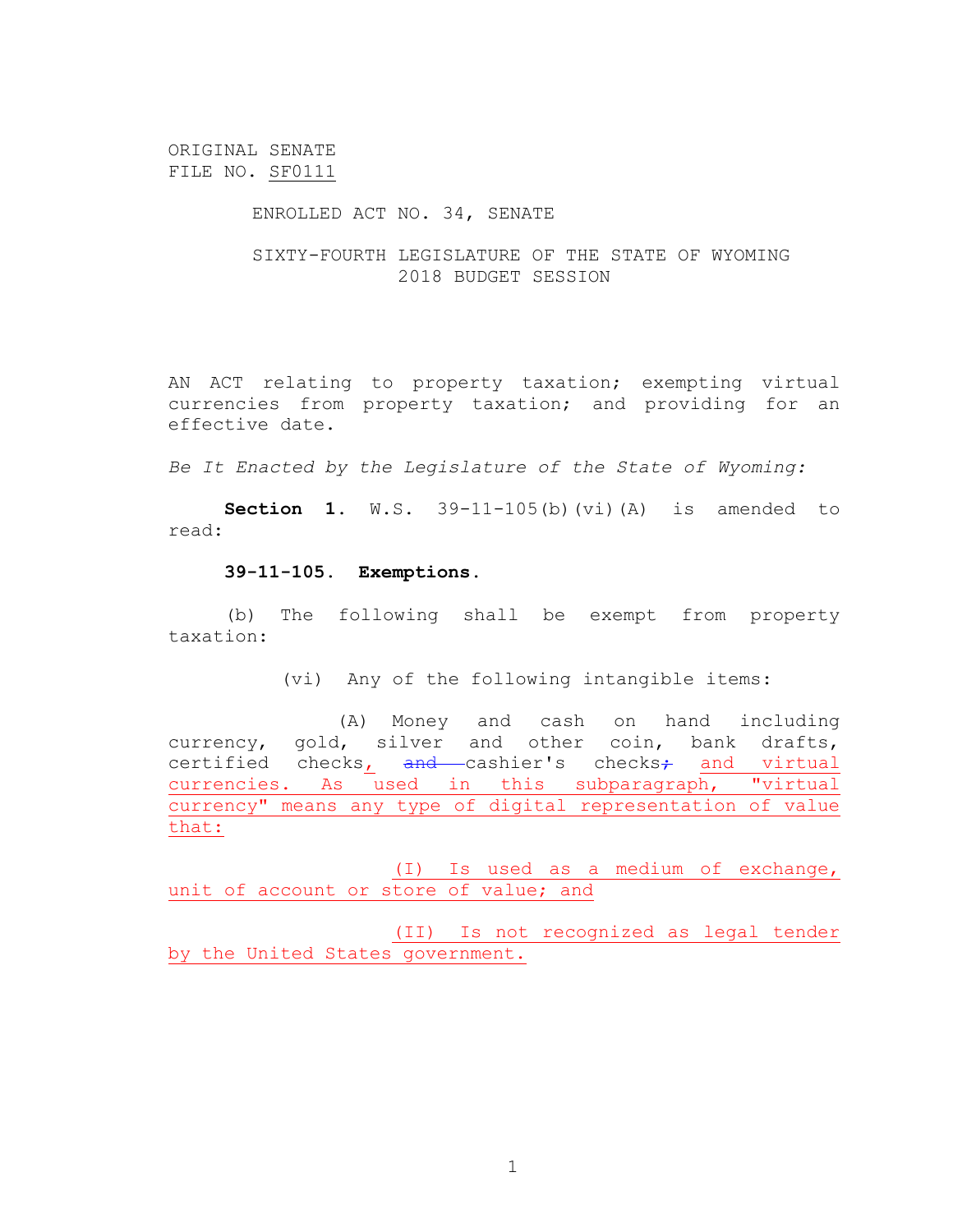ORIGINAL SENATE
FILE NO. SF0111

ENROLLED ACT NO. 34, SENATE

SIXTY-FOURTH LEGISLATURE OF THE STATE OF WYOMING
2018 BUDGET SESSION

AN ACT relating to property taxation; exempting virtual currencies from property taxation; and providing for an effective date.

*Be It Enacted by the Legislature of the State of Wyoming:*

**Section 1.** W.S. 39-11-105(b)(vi)(A) is amended to read:

**39-11-105. Exemptions.**

(b) The following shall be exempt from property taxation:

(vi) Any of the following intangible items:

(A) Money and cash on hand including currency, gold, silver and other coin, bank drafts, certified checks, ~~and~~ cashier's checks~~;~~ and virtual currencies. As used in this subparagraph, "virtual currency" means any type of digital representation of value that:

(I) Is used as a medium of exchange, unit of account or store of value; and

(II) Is not recognized as legal tender by the United States government.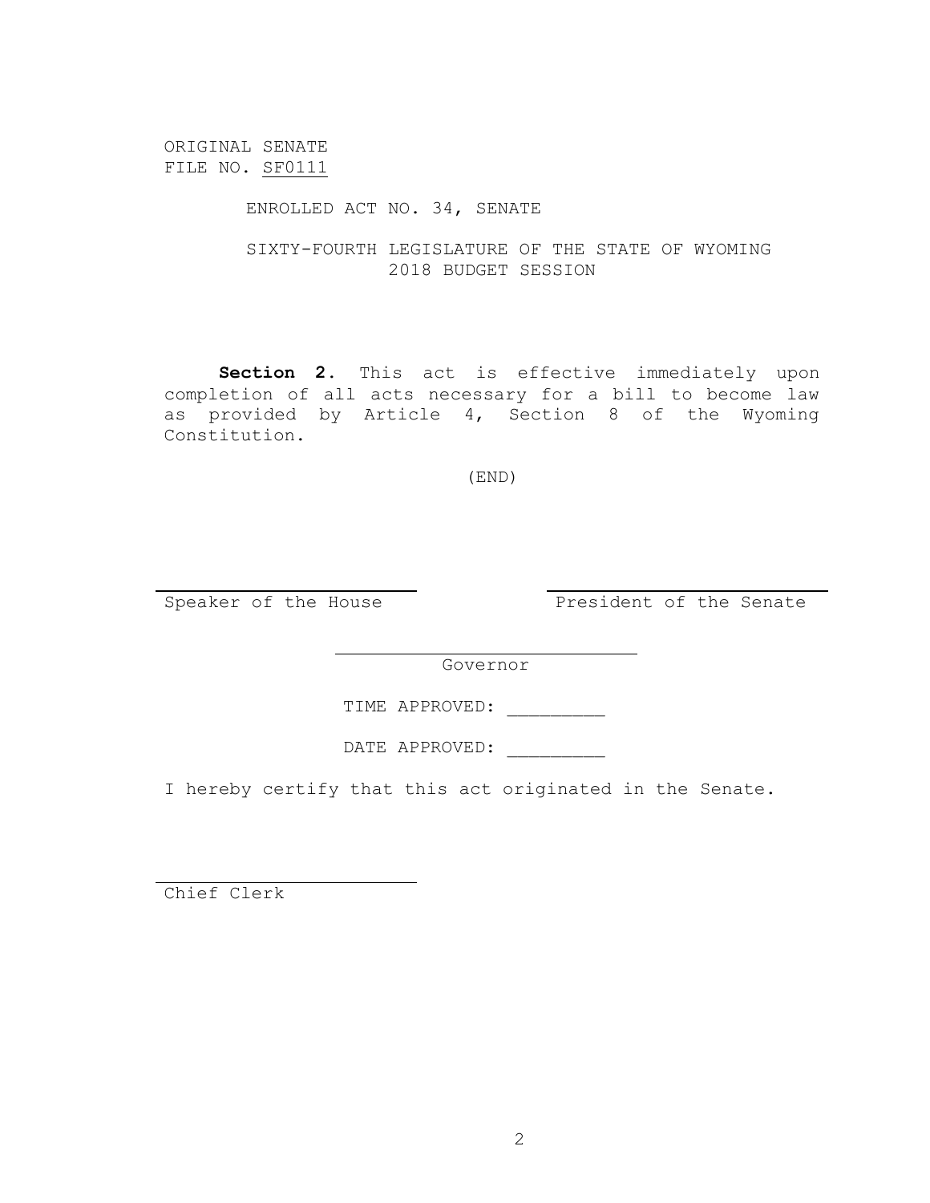ORIGINAL SENATE
FILE NO. SF0111

ENROLLED ACT NO. 34, SENATE

SIXTY-FOURTH LEGISLATURE OF THE STATE OF WYOMING
2018 BUDGET SESSION

**Section 2.** This act is effective immediately upon completion of all acts necessary for a bill to become law as provided by Article 4, Section 8 of the Wyoming Constitution.

(END)

Speaker of the House

President of the Senate

Governor

TIME APPROVED: _________

DATE APPROVED: _________

I hereby certify that this act originated in the Senate.

Chief Clerk